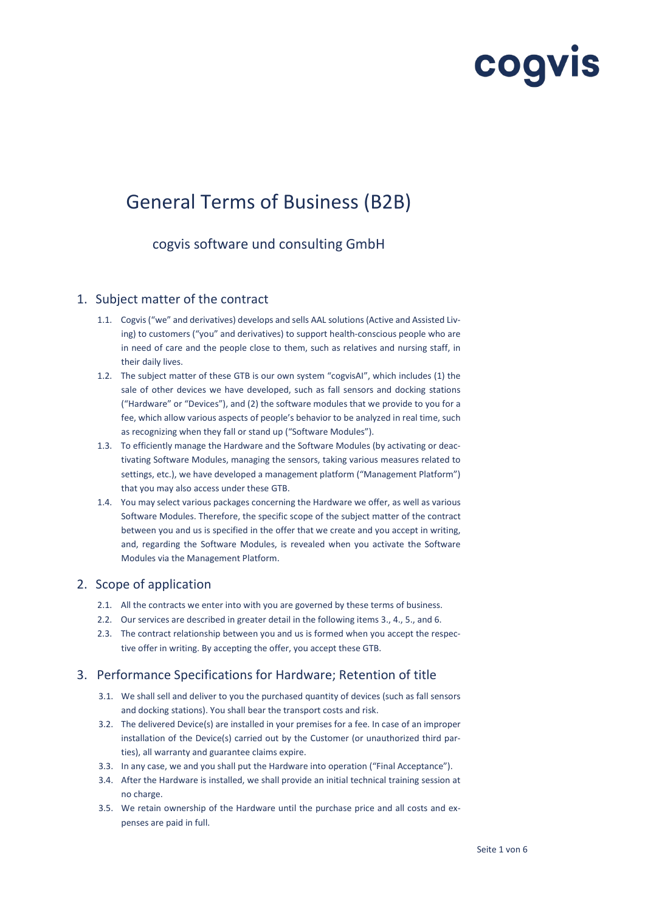cogvis

# General Terms of Business (B2B)

## cogvis software und consulting GmbH

## 1. Subject matter of the contract

1.1. Cogvis ("we" and derivatives) develops and sells AAL solutions (Active and Assisted Living) to customers ("you" and derivatives) to support health-conscious people who are in need of care and the people close to them, such as relatives and nursing staff, in their daily lives.

1.2. The subject matter of these GTB is our own system "cogvisAI", which includes (1) the sale of other devices we have developed, such as fall sensors and docking stations ("Hardware" or "Devices"), and (2) the software modules that we provide to you for a fee, which allow various aspects of people's behavior to be analyzed in real time, such as recognizing when they fall or stand up ("Software Modules").

1.3. To efficiently manage the Hardware and the Software Modules (by activating or deactivating Software Modules, managing the sensors, taking various measures related to settings, etc.), we have developed a management platform ("Management Platform") that you may also access under these GTB.

1.4. You may select various packages concerning the Hardware we offer, as well as various Software Modules. Therefore, the specific scope of the subject matter of the contract between you and us is specified in the offer that we create and you accept in writing, and, regarding the Software Modules, is revealed when you activate the Software Modules via the Management Platform.

## 2. Scope of application

2.1. All the contracts we enter into with you are governed by these terms of business.

2.2. Our services are described in greater detail in the following items 3., 4., 5., and 6.

2.3. The contract relationship between you and us is formed when you accept the respective offer in writing. By accepting the offer, you accept these GTB.

## 3. Performance Specifications for Hardware; Retention of title

3.1. We shall sell and deliver to you the purchased quantity of devices (such as fall sensors and docking stations). You shall bear the transport costs and risk.

3.2. The delivered Device(s) are installed in your premises for a fee. In case of an improper installation of the Device(s) carried out by the Customer (or unauthorized third parties), all warranty and guarantee claims expire.

3.3. In any case, we and you shall put the Hardware into operation ("Final Acceptance").

3.4. After the Hardware is installed, we shall provide an initial technical training session at no charge.

3.5. We retain ownership of the Hardware until the purchase price and all costs and expenses are paid in full.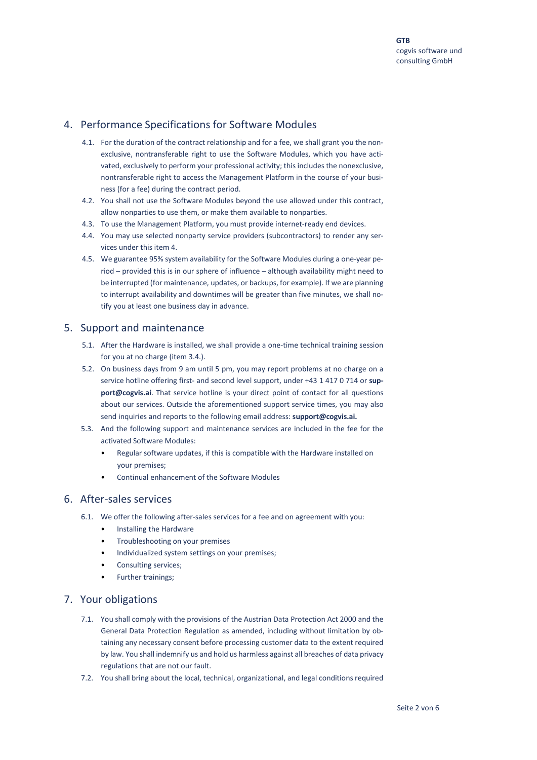## 4. Performance Specifications for Software Modules

4.1. For the duration of the contract relationship and for a fee, we shall grant you the nonexclusive, nontransferable right to use the Software Modules, which you have activated, exclusively to perform your professional activity; this includes the nonexclusive, nontransferable right to access the Management Platform in the course of your business (for a fee) during the contract period.

4.2. You shall not use the Software Modules beyond the use allowed under this contract, allow nonparties to use them, or make them available to nonparties.

4.3. To use the Management Platform, you must provide internet-ready end devices.

4.4. You may use selected nonparty service providers (subcontractors) to render any services under this item 4.

4.5. We guarantee 95% system availability for the Software Modules during a one-year period – provided this is in our sphere of influence – although availability might need to be interrupted (for maintenance, updates, or backups, for example). If we are planning to interrupt availability and downtimes will be greater than five minutes, we shall notify you at least one business day in advance.

## 5. Support and maintenance

5.1. After the Hardware is installed, we shall provide a one-time technical training session for you at no charge (item 3.4.).

5.2. On business days from 9 am until 5 pm, you may report problems at no charge on a service hotline offering first- and second level support, under +43 1 417 0 714 or **support@cogvis.ai**. That service hotline is your direct point of contact for all questions about our services. Outside the aforementioned support service times, you may also send inquiries and reports to the following email address: **support@cogvis.ai.**

5.3. And the following support and maintenance services are included in the fee for the activated Software Modules:

- Regular software updates, if this is compatible with the Hardware installed on your premises;
- Continual enhancement of the Software Modules

## 6. After-sales services

6.1. We offer the following after-sales services for a fee and on agreement with you:

- Installing the Hardware
- Troubleshooting on your premises
- Individualized system settings on your premises;
- Consulting services;
- Further trainings;

## 7. Your obligations

7.1. You shall comply with the provisions of the Austrian Data Protection Act 2000 and the General Data Protection Regulation as amended, including without limitation by obtaining any necessary consent before processing customer data to the extent required by law. You shall indemnify us and hold us harmless against all breaches of data privacy regulations that are not our fault.

7.2. You shall bring about the local, technical, organizational, and legal conditions required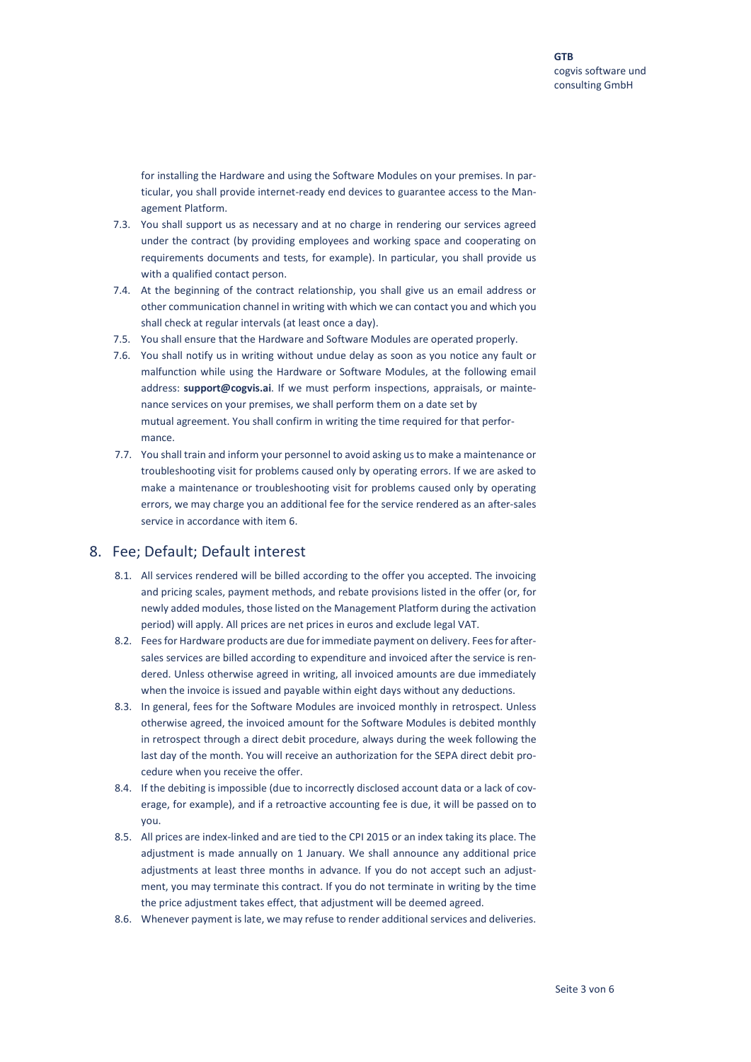for installing the Hardware and using the Software Modules on your premises. In particular, you shall provide internet-ready end devices to guarantee access to the Management Platform.

7.3. You shall support us as necessary and at no charge in rendering our services agreed under the contract (by providing employees and working space and cooperating on requirements documents and tests, for example). In particular, you shall provide us with a qualified contact person.

7.4. At the beginning of the contract relationship, you shall give us an email address or other communication channel in writing with which we can contact you and which you shall check at regular intervals (at least once a day).

7.5. You shall ensure that the Hardware and Software Modules are operated properly.

7.6. You shall notify us in writing without undue delay as soon as you notice any fault or malfunction while using the Hardware or Software Modules, at the following email address: **support@cogvis.ai**. If we must perform inspections, appraisals, or maintenance services on your premises, we shall perform them on a date set by mutual agreement. You shall confirm in writing the time required for that performance.

7.7. You shall train and inform your personnel to avoid asking us to make a maintenance or troubleshooting visit for problems caused only by operating errors. If we are asked to make a maintenance or troubleshooting visit for problems caused only by operating errors, we may charge you an additional fee for the service rendered as an after-sales service in accordance with item 6.

## 8. Fee; Default; Default interest

8.1. All services rendered will be billed according to the offer you accepted. The invoicing and pricing scales, payment methods, and rebate provisions listed in the offer (or, for newly added modules, those listed on the Management Platform during the activation period) will apply. All prices are net prices in euros and exclude legal VAT.

8.2. Fees for Hardware products are due for immediate payment on delivery. Fees for after-sales services are billed according to expenditure and invoiced after the service is rendered. Unless otherwise agreed in writing, all invoiced amounts are due immediately when the invoice is issued and payable within eight days without any deductions.

8.3. In general, fees for the Software Modules are invoiced monthly in retrospect. Unless otherwise agreed, the invoiced amount for the Software Modules is debited monthly in retrospect through a direct debit procedure, always during the week following the last day of the month. You will receive an authorization for the SEPA direct debit procedure when you receive the offer.

8.4. If the debiting is impossible (due to incorrectly disclosed account data or a lack of coverage, for example), and if a retroactive accounting fee is due, it will be passed on to you.

8.5. All prices are index-linked and are tied to the CPI 2015 or an index taking its place. The adjustment is made annually on 1 January. We shall announce any additional price adjustments at least three months in advance. If you do not accept such an adjustment, you may terminate this contract. If you do not terminate in writing by the time the price adjustment takes effect, that adjustment will be deemed agreed.

8.6. Whenever payment is late, we may refuse to render additional services and deliveries.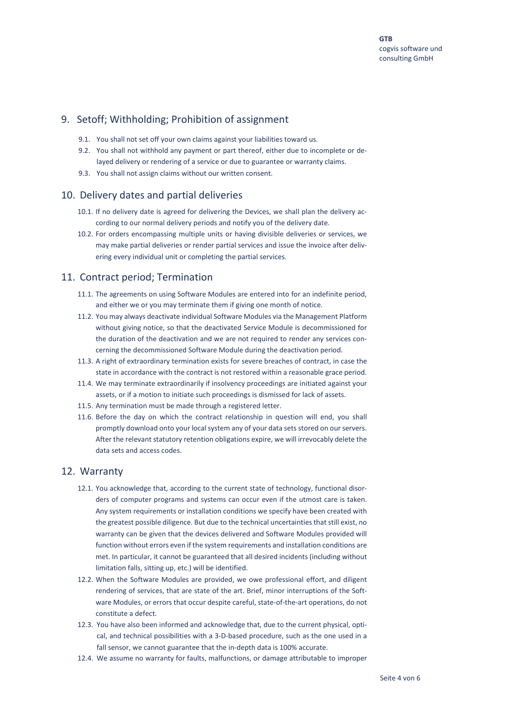## 9. Setoff; Withholding; Prohibition of assignment

9.1. You shall not set off your own claims against your liabilities toward us.

9.2. You shall not withhold any payment or part thereof, either due to incomplete or delayed delivery or rendering of a service or due to guarantee or warranty claims.

9.3. You shall not assign claims without our written consent.

## 10. Delivery dates and partial deliveries

10.1. If no delivery date is agreed for delivering the Devices, we shall plan the delivery according to our normal delivery periods and notify you of the delivery date.

10.2. For orders encompassing multiple units or having divisible deliveries or services, we may make partial deliveries or render partial services and issue the invoice after delivering every individual unit or completing the partial services.

## 11. Contract period; Termination

11.1. The agreements on using Software Modules are entered into for an indefinite period, and either we or you may terminate them if giving one month of notice.

11.2. You may always deactivate individual Software Modules via the Management Platform without giving notice, so that the deactivated Service Module is decommissioned for the duration of the deactivation and we are not required to render any services concerning the decommissioned Software Module during the deactivation period.

11.3. A right of extraordinary termination exists for severe breaches of contract, in case the state in accordance with the contract is not restored within a reasonable grace period.

11.4. We may terminate extraordinarily if insolvency proceedings are initiated against your assets, or if a motion to initiate such proceedings is dismissed for lack of assets.

11.5. Any termination must be made through a registered letter.

11.6. Before the day on which the contract relationship in question will end, you shall promptly download onto your local system any of your data sets stored on our servers. After the relevant statutory retention obligations expire, we will irrevocably delete the data sets and access codes.

## 12. Warranty

12.1. You acknowledge that, according to the current state of technology, functional disorders of computer programs and systems can occur even if the utmost care is taken. Any system requirements or installation conditions we specify have been created with the greatest possible diligence. But due to the technical uncertainties that still exist, no warranty can be given that the devices delivered and Software Modules provided will function without errors even if the system requirements and installation conditions are met. In particular, it cannot be guaranteed that all desired incidents (including without limitation falls, sitting up, etc.) will be identified.

12.2. When the Software Modules are provided, we owe professional effort, and diligent rendering of services, that are state of the art. Brief, minor interruptions of the Software Modules, or errors that occur despite careful, state-of-the-art operations, do not constitute a defect.

12.3. You have also been informed and acknowledge that, due to the current physical, optical, and technical possibilities with a 3-D-based procedure, such as the one used in a fall sensor, we cannot guarantee that the in-depth data is 100% accurate.

12.4. We assume no warranty for faults, malfunctions, or damage attributable to improper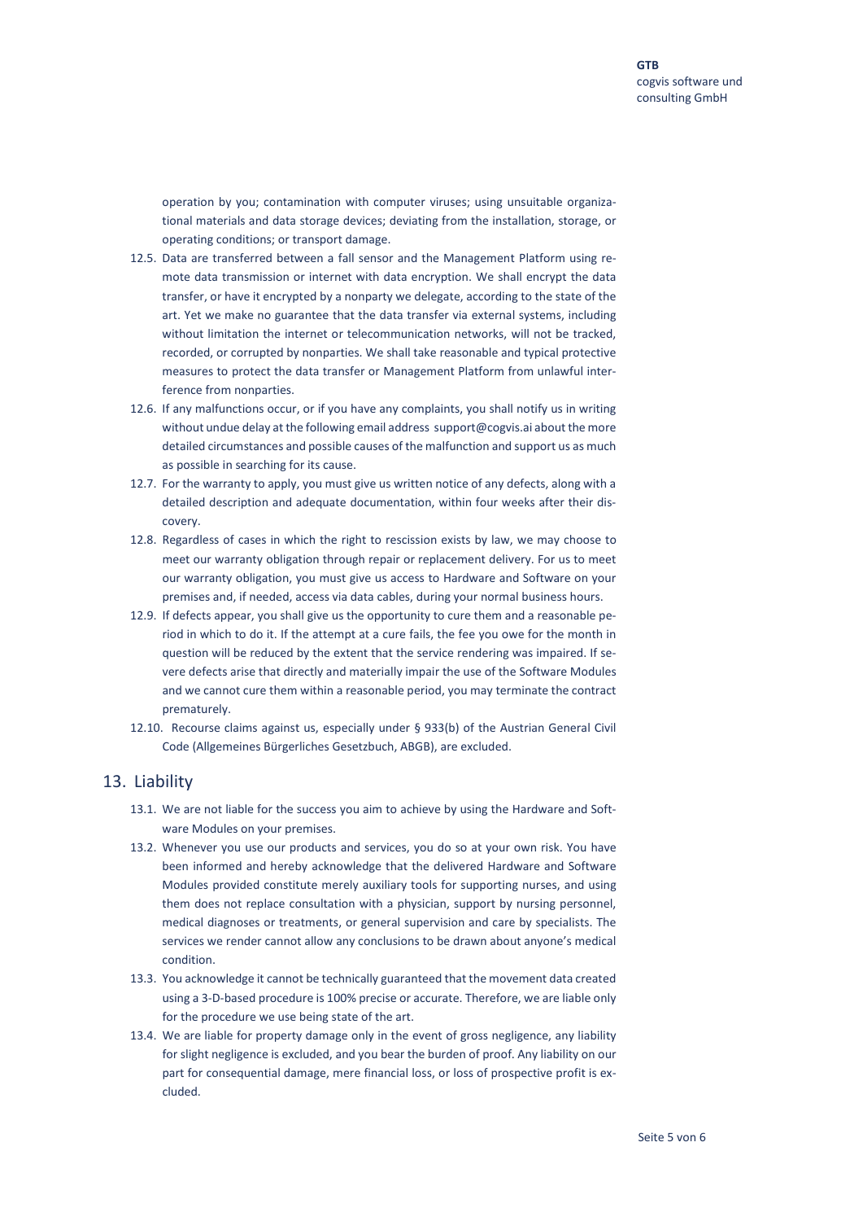operation by you; contamination with computer viruses; using unsuitable organizational materials and data storage devices; deviating from the installation, storage, or operating conditions; or transport damage.

12.5. Data are transferred between a fall sensor and the Management Platform using remote data transmission or internet with data encryption. We shall encrypt the data transfer, or have it encrypted by a nonparty we delegate, according to the state of the art. Yet we make no guarantee that the data transfer via external systems, including without limitation the internet or telecommunication networks, will not be tracked, recorded, or corrupted by nonparties. We shall take reasonable and typical protective measures to protect the data transfer or Management Platform from unlawful interference from nonparties.

12.6. If any malfunctions occur, or if you have any complaints, you shall notify us in writing without undue delay at the following email address support@cogvis.ai about the more detailed circumstances and possible causes of the malfunction and support us as much as possible in searching for its cause.

12.7. For the warranty to apply, you must give us written notice of any defects, along with a detailed description and adequate documentation, within four weeks after their discovery.

12.8. Regardless of cases in which the right to rescission exists by law, we may choose to meet our warranty obligation through repair or replacement delivery. For us to meet our warranty obligation, you must give us access to Hardware and Software on your premises and, if needed, access via data cables, during your normal business hours.

12.9. If defects appear, you shall give us the opportunity to cure them and a reasonable period in which to do it. If the attempt at a cure fails, the fee you owe for the month in question will be reduced by the extent that the service rendering was impaired. If severe defects arise that directly and materially impair the use of the Software Modules and we cannot cure them within a reasonable period, you may terminate the contract prematurely.

12.10. Recourse claims against us, especially under § 933(b) of the Austrian General Civil Code (Allgemeines Bürgerliches Gesetzbuch, ABGB), are excluded.

## 13. Liability

13.1. We are not liable for the success you aim to achieve by using the Hardware and Software Modules on your premises.

13.2. Whenever you use our products and services, you do so at your own risk. You have been informed and hereby acknowledge that the delivered Hardware and Software Modules provided constitute merely auxiliary tools for supporting nurses, and using them does not replace consultation with a physician, support by nursing personnel, medical diagnoses or treatments, or general supervision and care by specialists. The services we render cannot allow any conclusions to be drawn about anyone's medical condition.

13.3. You acknowledge it cannot be technically guaranteed that the movement data created using a 3-D-based procedure is 100% precise or accurate. Therefore, we are liable only for the procedure we use being state of the art.

13.4. We are liable for property damage only in the event of gross negligence, any liability for slight negligence is excluded, and you bear the burden of proof. Any liability on our part for consequential damage, mere financial loss, or loss of prospective profit is excluded.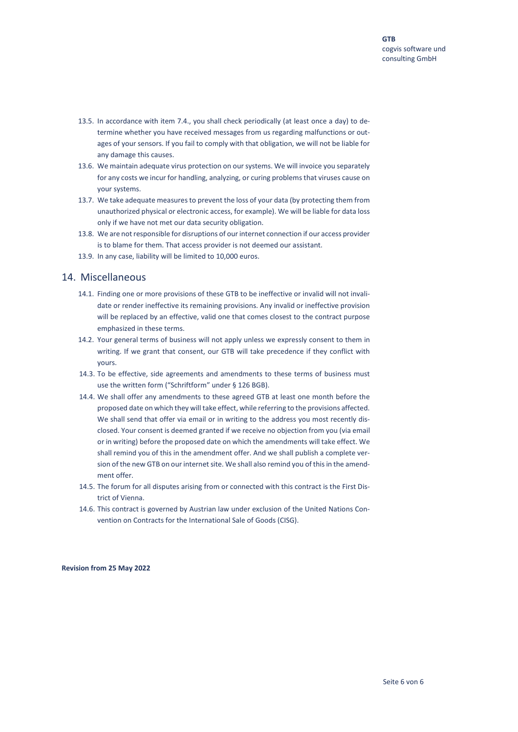13.5. In accordance with item 7.4., you shall check periodically (at least once a day) to determine whether you have received messages from us regarding malfunctions or outages of your sensors. If you fail to comply with that obligation, we will not be liable for any damage this causes.

13.6. We maintain adequate virus protection on our systems. We will invoice you separately for any costs we incur for handling, analyzing, or curing problems that viruses cause on your systems.

13.7. We take adequate measures to prevent the loss of your data (by protecting them from unauthorized physical or electronic access, for example). We will be liable for data loss only if we have not met our data security obligation.

13.8. We are not responsible for disruptions of our internet connection if our access provider is to blame for them. That access provider is not deemed our assistant.

13.9. In any case, liability will be limited to 10,000 euros.

## 14. Miscellaneous

14.1. Finding one or more provisions of these GTB to be ineffective or invalid will not invalidate or render ineffective its remaining provisions. Any invalid or ineffective provision will be replaced by an effective, valid one that comes closest to the contract purpose emphasized in these terms.

14.2. Your general terms of business will not apply unless we expressly consent to them in writing. If we grant that consent, our GTB will take precedence if they conflict with yours.

14.3. To be effective, side agreements and amendments to these terms of business must use the written form ("Schriftform" under § 126 BGB).

14.4. We shall offer any amendments to these agreed GTB at least one month before the proposed date on which they will take effect, while referring to the provisions affected. We shall send that offer via email or in writing to the address you most recently disclosed. Your consent is deemed granted if we receive no objection from you (via email or in writing) before the proposed date on which the amendments will take effect. We shall remind you of this in the amendment offer. And we shall publish a complete version of the new GTB on our internet site. We shall also remind you of this in the amendment offer.

14.5. The forum for all disputes arising from or connected with this contract is the First District of Vienna.

14.6. This contract is governed by Austrian law under exclusion of the United Nations Convention on Contracts for the International Sale of Goods (CISG).

**Revision from 25 May 2022**